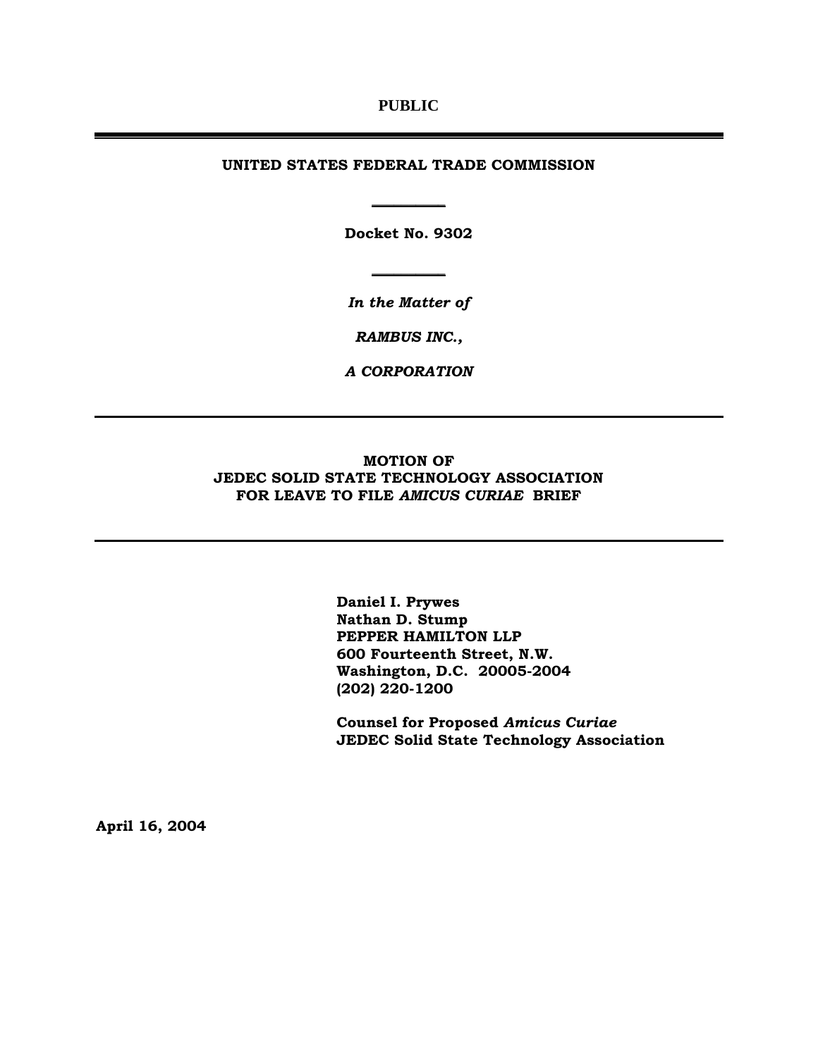**PUBLIC**

---

**UNITED STATES FEDERAL TRADE COMMISSION**

---

**Docket No. 9302**

---

***In the Matter of***

***RAMBUS INC.,***

***A CORPORATION***

---

**MOTION OF**
**JEDEC SOLID STATE TECHNOLOGY ASSOCIATION**
**FOR LEAVE TO FILE *AMICUS CURIAE* BRIEF**

---

**Daniel I. Prywes**
**Nathan D. Stump**
**PEPPER HAMILTON LLP**
**600 Fourteenth Street, N.W.**
**Washington, D.C. 20005-2004**
**(202) 220-1200**

**Counsel for Proposed *Amicus Curiae***
**JEDEC Solid State Technology Association**

**April 16, 2004**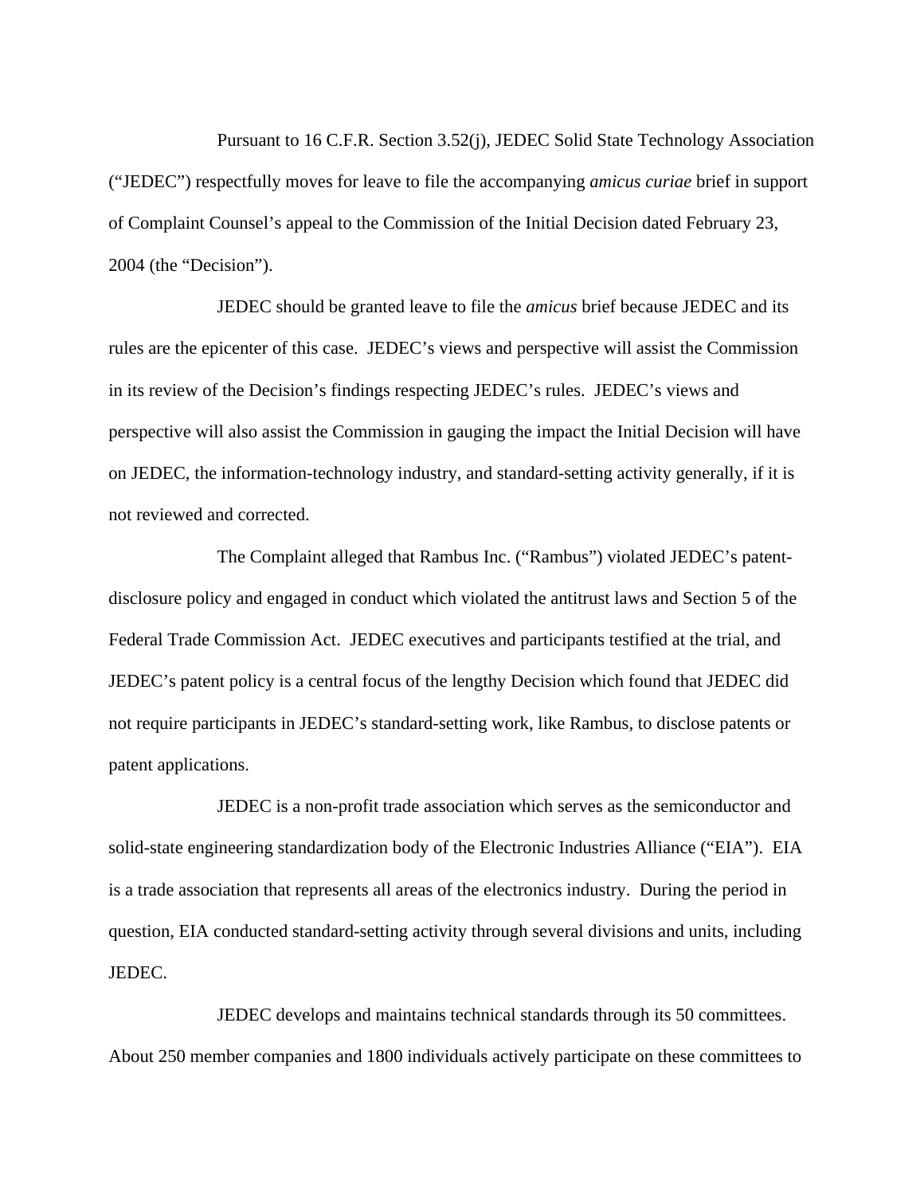Pursuant to 16 C.F.R. Section 3.52(j), JEDEC Solid State Technology Association ("JEDEC") respectfully moves for leave to file the accompanying *amicus curiae* brief in support of Complaint Counsel's appeal to the Commission of the Initial Decision dated February 23, 2004 (the "Decision").

JEDEC should be granted leave to file the *amicus* brief because JEDEC and its rules are the epicenter of this case. JEDEC's views and perspective will assist the Commission in its review of the Decision's findings respecting JEDEC's rules. JEDEC's views and perspective will also assist the Commission in gauging the impact the Initial Decision will have on JEDEC, the information-technology industry, and standard-setting activity generally, if it is not reviewed and corrected.

The Complaint alleged that Rambus Inc. ("Rambus") violated JEDEC's patent-disclosure policy and engaged in conduct which violated the antitrust laws and Section 5 of the Federal Trade Commission Act. JEDEC executives and participants testified at the trial, and JEDEC's patent policy is a central focus of the lengthy Decision which found that JEDEC did not require participants in JEDEC's standard-setting work, like Rambus, to disclose patents or patent applications.

JEDEC is a non-profit trade association which serves as the semiconductor and solid-state engineering standardization body of the Electronic Industries Alliance ("EIA"). EIA is a trade association that represents all areas of the electronics industry. During the period in question, EIA conducted standard-setting activity through several divisions and units, including JEDEC.

JEDEC develops and maintains technical standards through its 50 committees. About 250 member companies and 1800 individuals actively participate on these committees to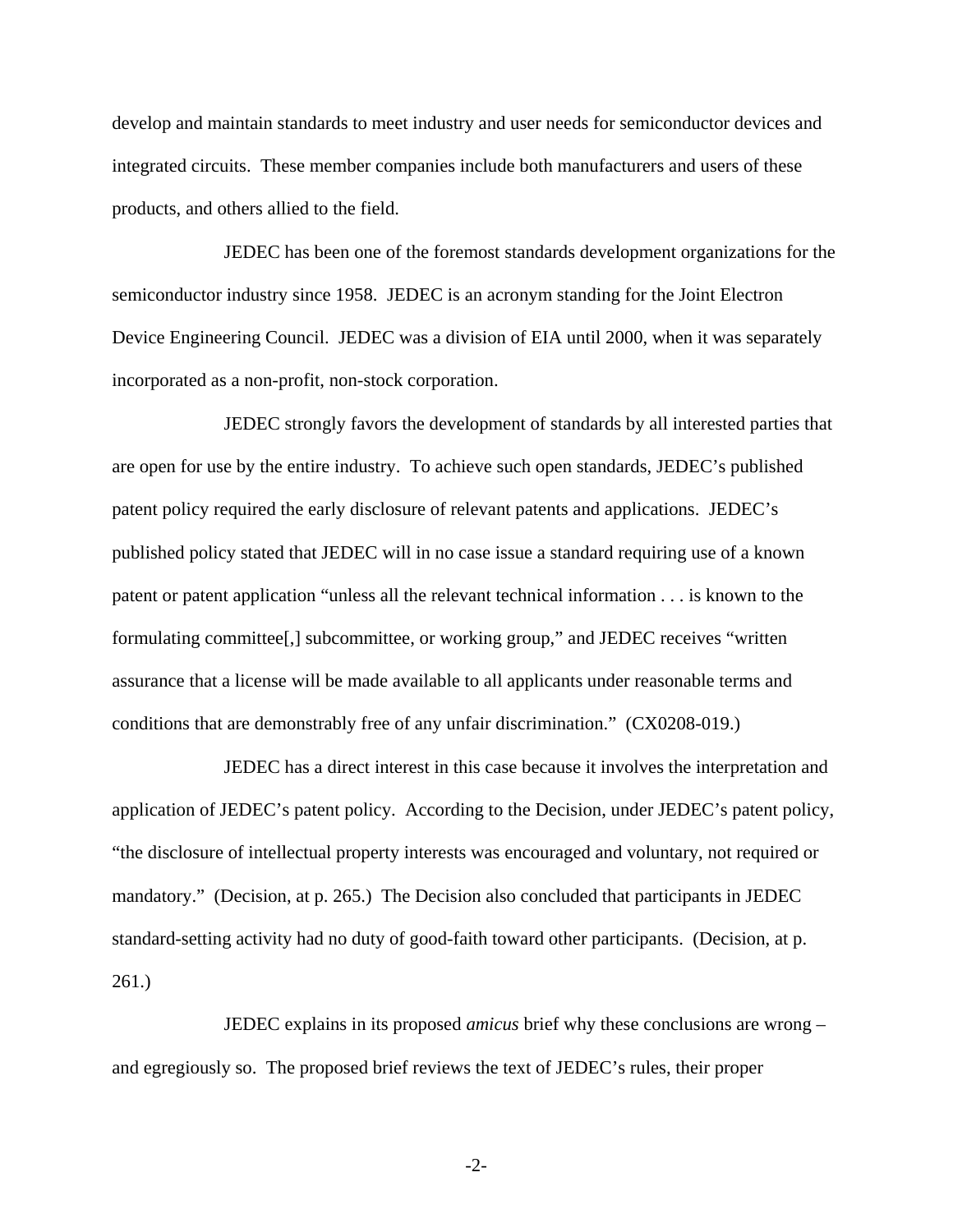develop and maintain standards to meet industry and user needs for semiconductor devices and integrated circuits. These member companies include both manufacturers and users of these products, and others allied to the field.

JEDEC has been one of the foremost standards development organizations for the semiconductor industry since 1958. JEDEC is an acronym standing for the Joint Electron Device Engineering Council. JEDEC was a division of EIA until 2000, when it was separately incorporated as a non-profit, non-stock corporation.

JEDEC strongly favors the development of standards by all interested parties that are open for use by the entire industry. To achieve such open standards, JEDEC's published patent policy required the early disclosure of relevant patents and applications. JEDEC's published policy stated that JEDEC will in no case issue a standard requiring use of a known patent or patent application "unless all the relevant technical information . . . is known to the formulating committee[,] subcommittee, or working group," and JEDEC receives "written assurance that a license will be made available to all applicants under reasonable terms and conditions that are demonstrably free of any unfair discrimination." (CX0208-019.)

JEDEC has a direct interest in this case because it involves the interpretation and application of JEDEC's patent policy. According to the Decision, under JEDEC's patent policy, "the disclosure of intellectual property interests was encouraged and voluntary, not required or mandatory." (Decision, at p. 265.) The Decision also concluded that participants in JEDEC standard-setting activity had no duty of good-faith toward other participants. (Decision, at p. 261.)

JEDEC explains in its proposed *amicus* brief why these conclusions are wrong – and egregiously so. The proposed brief reviews the text of JEDEC's rules, their proper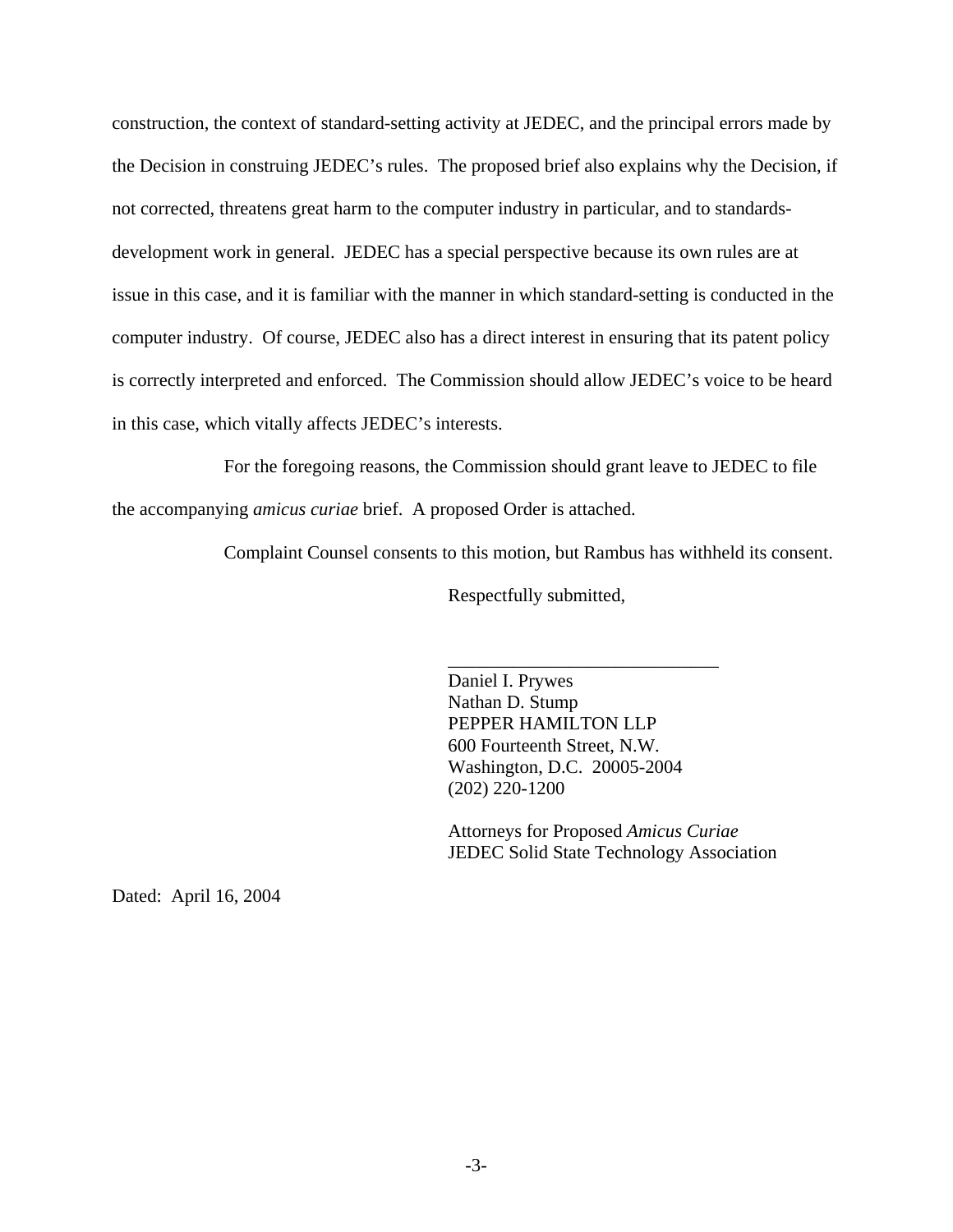construction, the context of standard-setting activity at JEDEC, and the principal errors made by the Decision in construing JEDEC's rules. The proposed brief also explains why the Decision, if not corrected, threatens great harm to the computer industry in particular, and to standards-development work in general. JEDEC has a special perspective because its own rules are at issue in this case, and it is familiar with the manner in which standard-setting is conducted in the computer industry. Of course, JEDEC also has a direct interest in ensuring that its patent policy is correctly interpreted and enforced. The Commission should allow JEDEC's voice to be heard in this case, which vitally affects JEDEC's interests.

For the foregoing reasons, the Commission should grant leave to JEDEC to file the accompanying *amicus curiae* brief. A proposed Order is attached.

Complaint Counsel consents to this motion, but Rambus has withheld its consent.

Respectfully submitted,

\_\_\_\_\_\_\_\_\_\_\_\_\_\_\_\_\_\_\_\_\_\_\_\_\_\_\_\_\_\_
Daniel I. Prywes
Nathan D. Stump
PEPPER HAMILTON LLP
600 Fourteenth Street, N.W.
Washington, D.C. 20005-2004
(202) 220-1200

Attorneys for Proposed *Amicus Curiae*
JEDEC Solid State Technology Association

Dated: April 16, 2004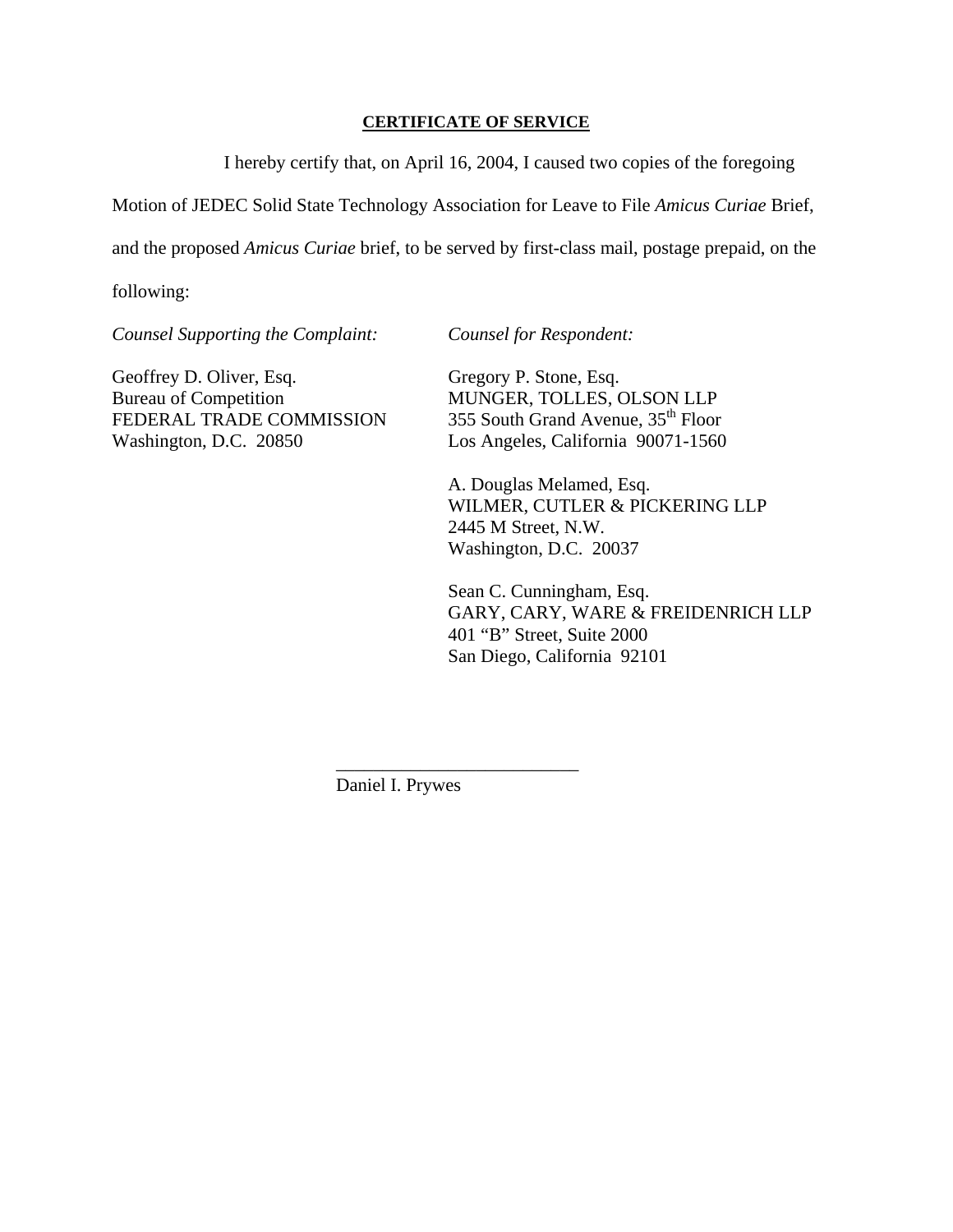**CERTIFICATE OF SERVICE**

I hereby certify that, on April 16, 2004, I caused two copies of the foregoing Motion of JEDEC Solid State Technology Association for Leave to File *Amicus Curiae* Brief, and the proposed *Amicus Curiae* brief, to be served by first-class mail, postage prepaid, on the following:

*Counsel Supporting the Complaint:*

Geoffrey D. Oliver, Esq.
Bureau of Competition
FEDERAL TRADE COMMISSION
Washington, D.C. 20850

*Counsel for Respondent:*

Gregory P. Stone, Esq.
MUNGER, TOLLES, OLSON LLP
355 South Grand Avenue, 35th Floor
Los Angeles, California 90071-1560

A. Douglas Melamed, Esq.
WILMER, CUTLER & PICKERING LLP
2445 M Street, N.W.
Washington, D.C. 20037

Sean C. Cunningham, Esq.
GARY, CARY, WARE & FREIDENRICH LLP
401 "B" Street, Suite 2000
San Diego, California 92101

\_\_\_\_\_\_\_\_\_\_\_\_\_\_\_\_\_\_\_\_\_\_\_\_\_\_\_

Daniel I. Prywes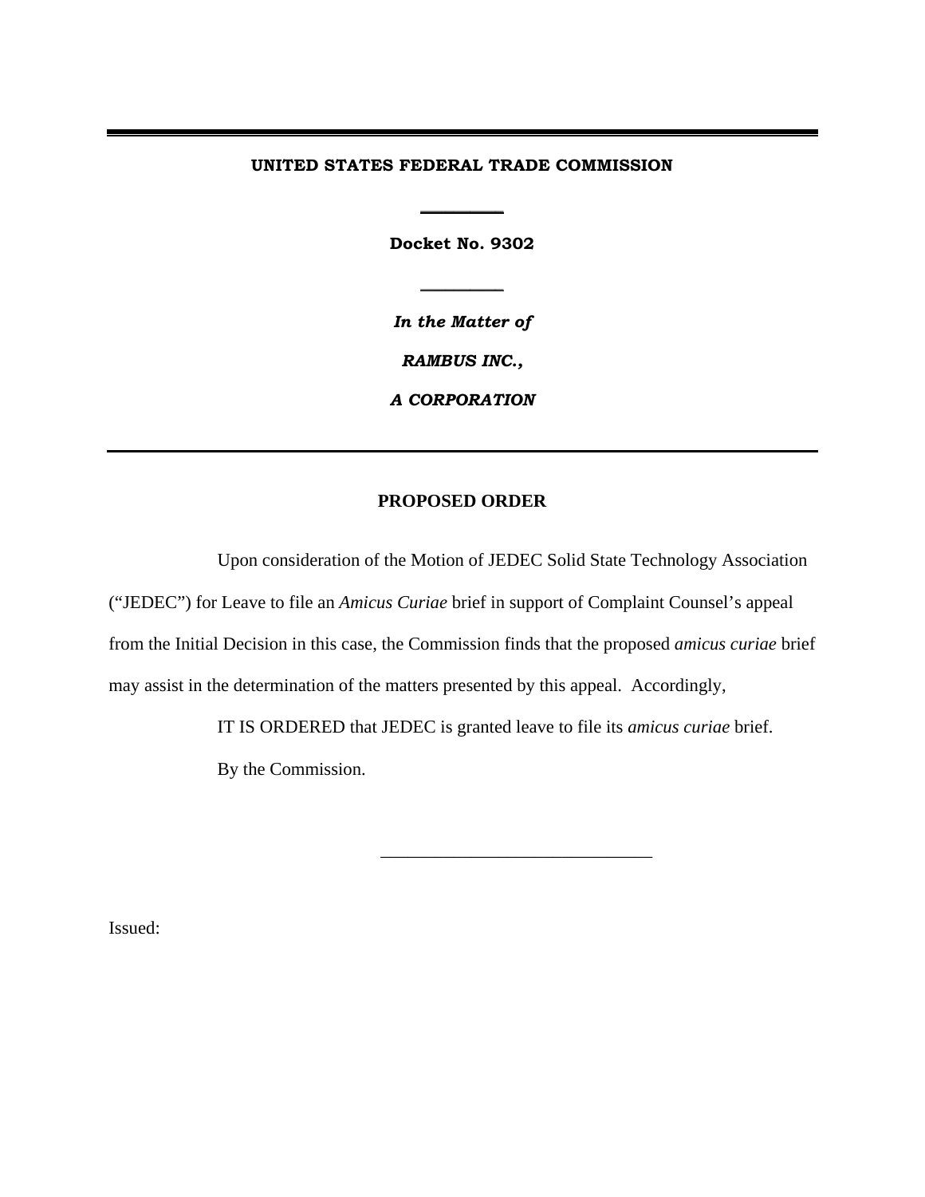**UNITED STATES FEDERAL TRADE COMMISSION**

---

**Docket No. 9302**

---

***In the Matter of***

***RAMBUS INC.,***

***A CORPORATION***

---

## PROPOSED ORDER

Upon consideration of the Motion of JEDEC Solid State Technology Association ("JEDEC") for Leave to file an *Amicus Curiae* brief in support of Complaint Counsel's appeal from the Initial Decision in this case, the Commission finds that the proposed *amicus curiae* brief may assist in the determination of the matters presented by this appeal. Accordingly,

IT IS ORDERED that JEDEC is granted leave to file its *amicus curiae* brief.

By the Commission.

______________________________

Issued: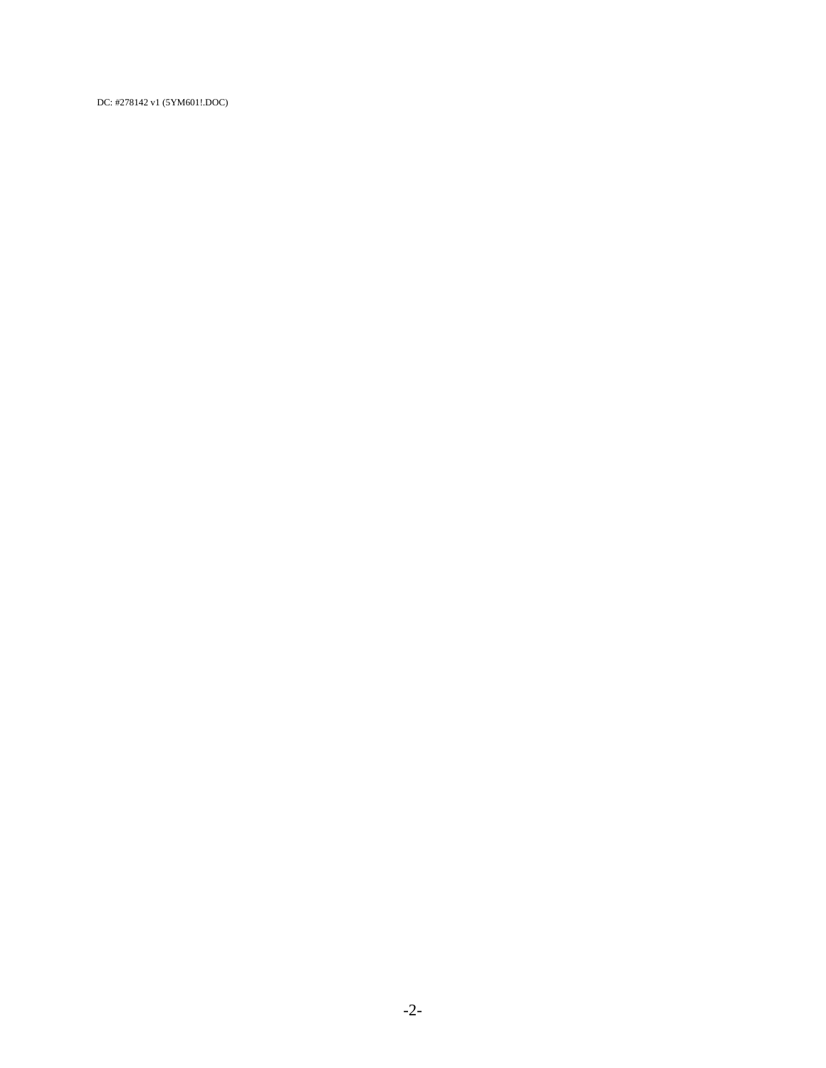DC: #278142 v1 (5YM601!.DOC)